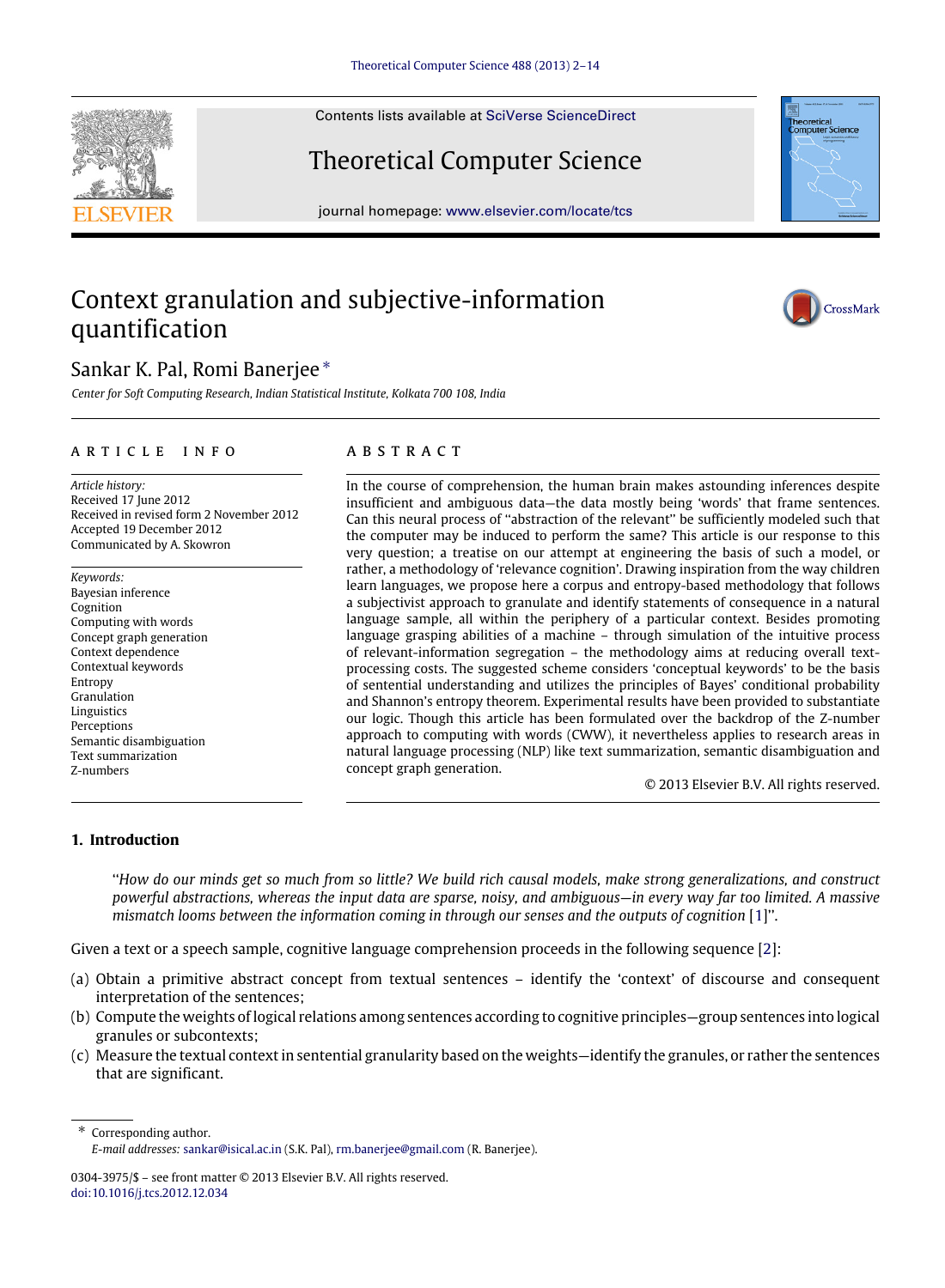# Context granulation and subjective-information quantification

Sankar K. Pal, Romi Banerjee *

*Center for Soft Computing Research, Indian Statistical Institute, Kolkata 700 108, India*

## ARTICLE INFO

*Article history:*
Received 17 June 2012
Received in revised form 2 November 2012
Accepted 19 December 2012
Communicated by A. Skowron

*Keywords:*
Bayesian inference
Cognition
Computing with words
Concept graph generation
Context dependence
Contextual keywords
Entropy
Granulation
Linguistics
Perceptions
Semantic disambiguation
Text summarization
Z-numbers

## ABSTRACT

In the course of comprehension, the human brain makes astounding inferences despite insufficient and ambiguous data—the data mostly being 'words' that frame sentences. Can this neural process of "abstraction of the relevant" be sufficiently modeled such that the computer may be induced to perform the same? This article is our response to this very question; a treatise on our attempt at engineering the basis of such a model, or rather, a methodology of 'relevance cognition'. Drawing inspiration from the way children learn languages, we propose here a corpus and entropy-based methodology that follows a subjectivist approach to granulate and identify statements of consequence in a natural language sample, all within the periphery of a particular context. Besides promoting language grasping abilities of a machine – through simulation of the intuitive process of relevant-information segregation – the methodology aims at reducing overall text-processing costs. The suggested scheme considers 'conceptual keywords' to be the basis of sentential understanding and utilizes the principles of Bayes' conditional probability and Shannon's entropy theorem. Experimental results have been provided to substantiate our logic. Though this article has been formulated over the backdrop of the Z-number approach to computing with words (CWW), it nevertheless applies to research areas in natural language processing (NLP) like text summarization, semantic disambiguation and concept graph generation.

© 2013 Elsevier B.V. All rights reserved.

## 1. Introduction

> "*How do our minds get so much from so little? We build rich causal models, make strong generalizations, and construct powerful abstractions, whereas the input data are sparse, noisy, and ambiguous—in every way far too limited. A massive mismatch looms between the information coming in through our senses and the outputs of cognition* [1]".

Given a text or a speech sample, cognitive language comprehension proceeds in the following sequence [2]:

(a) Obtain a primitive abstract concept from textual sentences – identify the 'context' of discourse and consequent interpretation of the sentences;
(b) Compute the weights of logical relations among sentences according to cognitive principles—group sentences into logical granules or subcontexts;
(c) Measure the textual context in sentential granularity based on the weights—identify the granules, or rather the sentences that are significant.

---

* Corresponding author.
*E-mail addresses:* sankar@isical.ac.in (S.K. Pal), rm.banerjee@gmail.com (R. Banerjee).

0304-3975/$ – see front matter © 2013 Elsevier B.V. All rights reserved.
doi:10.1016/j.tcs.2012.12.034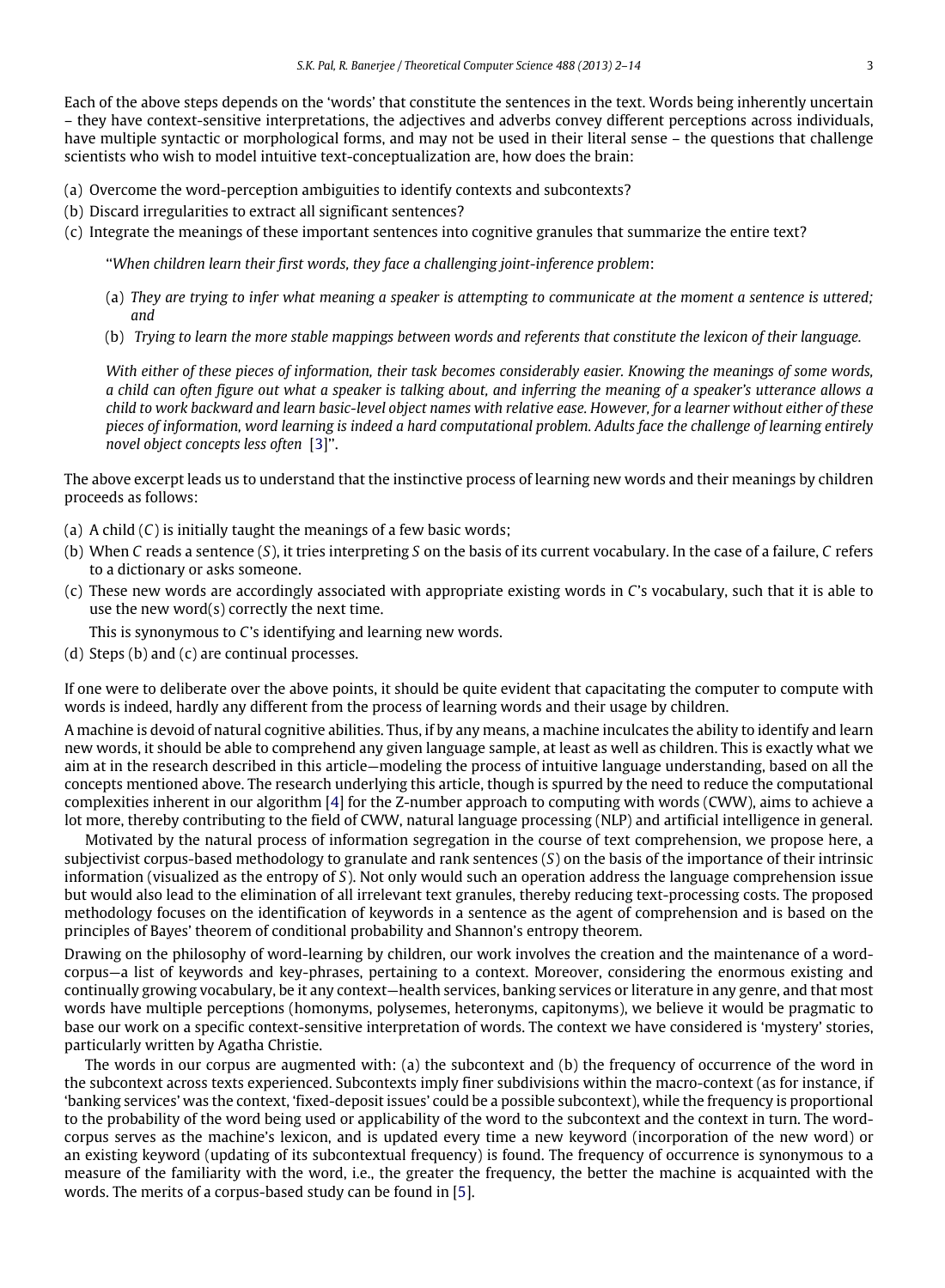Each of the above steps depends on the 'words' that constitute the sentences in the text. Words being inherently uncertain – they have context-sensitive interpretations, the adjectives and adverbs convey different perceptions across individuals, have multiple syntactic or morphological forms, and may not be used in their literal sense – the questions that challenge scientists who wish to model intuitive text-conceptualization are, how does the brain:

(a) Overcome the word-perception ambiguities to identify contexts and subcontexts?
(b) Discard irregularities to extract all significant sentences?
(c) Integrate the meanings of these important sentences into cognitive granules that summarize the entire text?

> "*When children learn their first words, they face a challenging joint-inference problem*:
>
> (a) *They are trying to infer what meaning a speaker is attempting to communicate at the moment a sentence is uttered; and*
>
> (b) *Trying to learn the more stable mappings between words and referents that constitute the lexicon of their language.*
>
> *With either of these pieces of information, their task becomes considerably easier. Knowing the meanings of some words, a child can often figure out what a speaker is talking about, and inferring the meaning of a speaker's utterance allows a child to work backward and learn basic-level object names with relative ease. However, for a learner without either of these pieces of information, word learning is indeed a hard computational problem. Adults face the challenge of learning entirely novel object concepts less often* [3]".

The above excerpt leads us to understand that the instinctive process of learning new words and their meanings by children proceeds as follows:

(a) A child ($C$) is initially taught the meanings of a few basic words;
(b) When $C$ reads a sentence ($S$), it tries interpreting $S$ on the basis of its current vocabulary. In the case of a failure, $C$ refers to a dictionary or asks someone.
(c) These new words are accordingly associated with appropriate existing words in $C$'s vocabulary, such that it is able to use the new word(s) correctly the next time.

    This is synonymous to $C$'s identifying and learning new words.
(d) Steps (b) and (c) are continual processes.

If one were to deliberate over the above points, it should be quite evident that capacitating the computer to compute with words is indeed, hardly any different from the process of learning words and their usage by children.

A machine is devoid of natural cognitive abilities. Thus, if by any means, a machine inculcates the ability to identify and learn new words, it should be able to comprehend any given language sample, at least as well as children. This is exactly what we aim at in the research described in this article—modeling the process of intuitive language understanding, based on all the concepts mentioned above. The research underlying this article, though is spurred by the need to reduce the computational complexities inherent in our algorithm [4] for the Z-number approach to computing with words (CWW), aims to achieve a lot more, thereby contributing to the field of CWW, natural language processing (NLP) and artificial intelligence in general.

Motivated by the natural process of information segregation in the course of text comprehension, we propose here, a subjectivist corpus-based methodology to granulate and rank sentences ($S$) on the basis of the importance of their intrinsic information (visualized as the entropy of $S$). Not only would such an operation address the language comprehension issue but would also lead to the elimination of all irrelevant text granules, thereby reducing text-processing costs. The proposed methodology focuses on the identification of keywords in a sentence as the agent of comprehension and is based on the principles of Bayes' theorem of conditional probability and Shannon's entropy theorem.

Drawing on the philosophy of word-learning by children, our work involves the creation and the maintenance of a word-corpus—a list of keywords and key-phrases, pertaining to a context. Moreover, considering the enormous existing and continually growing vocabulary, be it any context—health services, banking services or literature in any genre, and that most words have multiple perceptions (homonyms, polysemes, heteronyms, capitonyms), we believe it would be pragmatic to base our work on a specific context-sensitive interpretation of words. The context we have considered is 'mystery' stories, particularly written by Agatha Christie.

The words in our corpus are augmented with: (a) the subcontext and (b) the frequency of occurrence of the word in the subcontext across texts experienced. Subcontexts imply finer subdivisions within the macro-context (as for instance, if 'banking services' was the context, 'fixed-deposit issues' could be a possible subcontext), while the frequency is proportional to the probability of the word being used or applicability of the word to the subcontext and the context in turn. The word-corpus serves as the machine's lexicon, and is updated every time a new keyword (incorporation of the new word) or an existing keyword (updating of its subcontextual frequency) is found. The frequency of occurrence is synonymous to a measure of the familiarity with the word, i.e., the greater the frequency, the better the machine is acquainted with the words. The merits of a corpus-based study can be found in [5].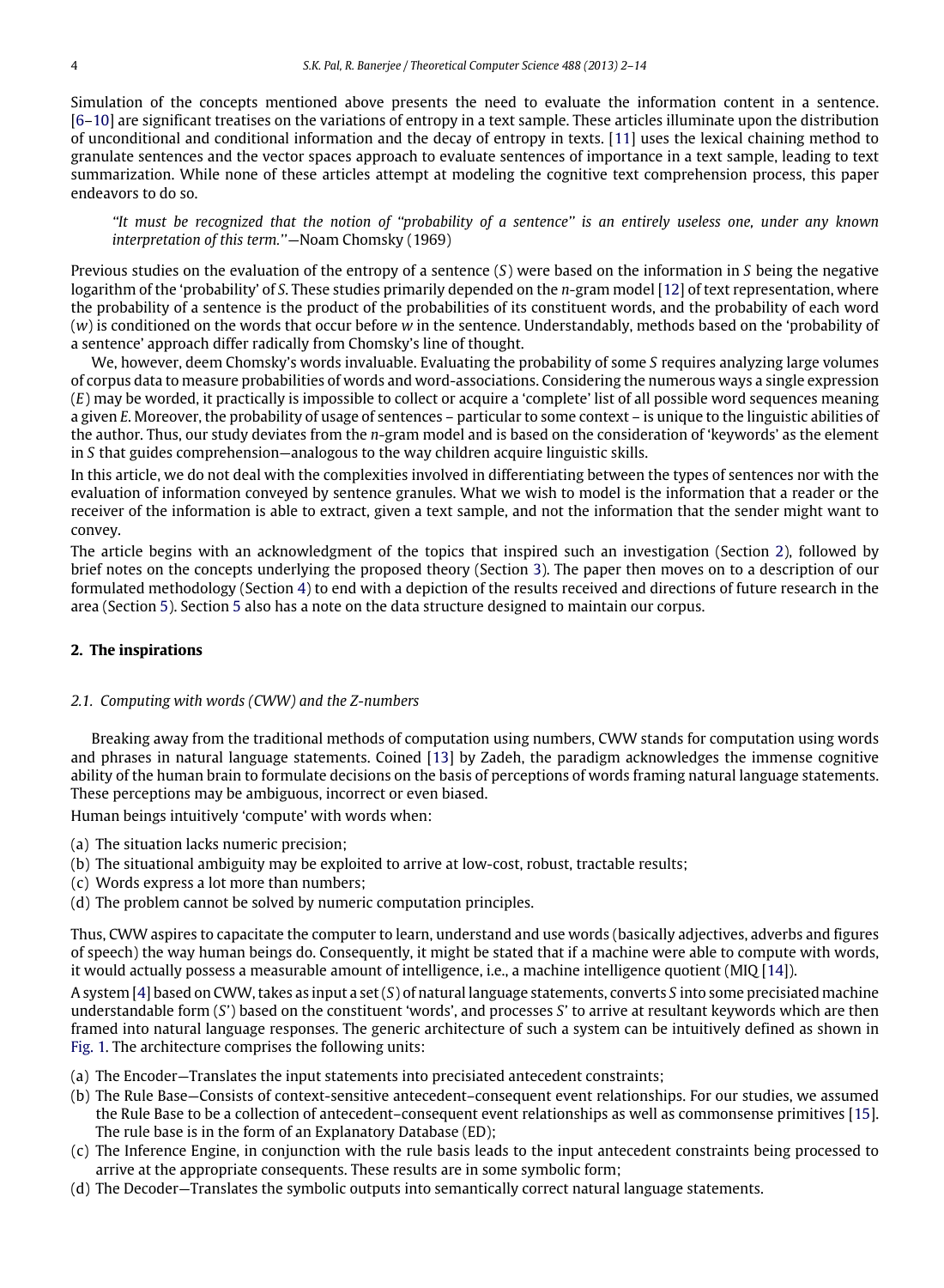Simulation of the concepts mentioned above presents the need to evaluate the information content in a sentence. [6–10] are significant treatises on the variations of entropy in a text sample. These articles illuminate upon the distribution of unconditional and conditional information and the decay of entropy in texts. [11] uses the lexical chaining method to granulate sentences and the vector spaces approach to evaluate sentences of importance in a text sample, leading to text summarization. While none of these articles attempt at modeling the cognitive text comprehension process, this paper endeavors to do so.

> *''It must be recognized that the notion of ''probability of a sentence'' is an entirely useless one, under any known interpretation of this term.''*—Noam Chomsky (1969)

Previous studies on the evaluation of the entropy of a sentence ($S$) were based on the information in $S$ being the negative logarithm of the 'probability' of $S$. These studies primarily depended on the $n$-gram model [12] of text representation, where the probability of a sentence is the product of the probabilities of its constituent words, and the probability of each word ($w$) is conditioned on the words that occur before $w$ in the sentence. Understandably, methods based on the 'probability of a sentence' approach differ radically from Chomsky's line of thought.

We, however, deem Chomsky's words invaluable. Evaluating the probability of some $S$ requires analyzing large volumes of corpus data to measure probabilities of words and word-associations. Considering the numerous ways a single expression ($E$) may be worded, it practically is impossible to collect or acquire a 'complete' list of all possible word sequences meaning a given $E$. Moreover, the probability of usage of sentences – particular to some context – is unique to the linguistic abilities of the author. Thus, our study deviates from the $n$-gram model and is based on the consideration of 'keywords' as the element in $S$ that guides comprehension—analogous to the way children acquire linguistic skills.

In this article, we do not deal with the complexities involved in differentiating between the types of sentences nor with the evaluation of information conveyed by sentence granules. What we wish to model is the information that a reader or the receiver of the information is able to extract, given a text sample, and not the information that the sender might want to convey.

The article begins with an acknowledgment of the topics that inspired such an investigation (Section 2), followed by brief notes on the concepts underlying the proposed theory (Section 3). The paper then moves on to a description of our formulated methodology (Section 4) to end with a depiction of the results received and directions of future research in the area (Section 5). Section 5 also has a note on the data structure designed to maintain our corpus.

## 2. The inspirations

### 2.1. Computing with words (CWW) and the Z-numbers

Breaking away from the traditional methods of computation using numbers, CWW stands for computation using words and phrases in natural language statements. Coined [13] by Zadeh, the paradigm acknowledges the immense cognitive ability of the human brain to formulate decisions on the basis of perceptions of words framing natural language statements. These perceptions may be ambiguous, incorrect or even biased.

Human beings intuitively 'compute' with words when:

(a) The situation lacks numeric precision;
(b) The situational ambiguity may be exploited to arrive at low-cost, robust, tractable results;
(c) Words express a lot more than numbers;
(d) The problem cannot be solved by numeric computation principles.

Thus, CWW aspires to capacitate the computer to learn, understand and use words (basically adjectives, adverbs and figures of speech) the way human beings do. Consequently, it might be stated that if a machine were able to compute with words, it would actually possess a measurable amount of intelligence, i.e., a machine intelligence quotient (MIQ [14]).

A system [4] based on CWW, takes as input a set ($S$) of natural language statements, converts $S$ into some precisiated machine understandable form ($S'$) based on the constituent 'words', and processes $S'$ to arrive at resultant keywords which are then framed into natural language responses. The generic architecture of such a system can be intuitively defined as shown in Fig. 1. The architecture comprises the following units:

(a) The Encoder—Translates the input statements into precisiated antecedent constraints;
(b) The Rule Base—Consists of context-sensitive antecedent–consequent event relationships. For our studies, we assumed the Rule Base to be a collection of antecedent–consequent event relationships as well as commonsense primitives [15]. The rule base is in the form of an Explanatory Database (ED);
(c) The Inference Engine, in conjunction with the rule basis leads to the input antecedent constraints being processed to arrive at the appropriate consequents. These results are in some symbolic form;
(d) The Decoder—Translates the symbolic outputs into semantically correct natural language statements.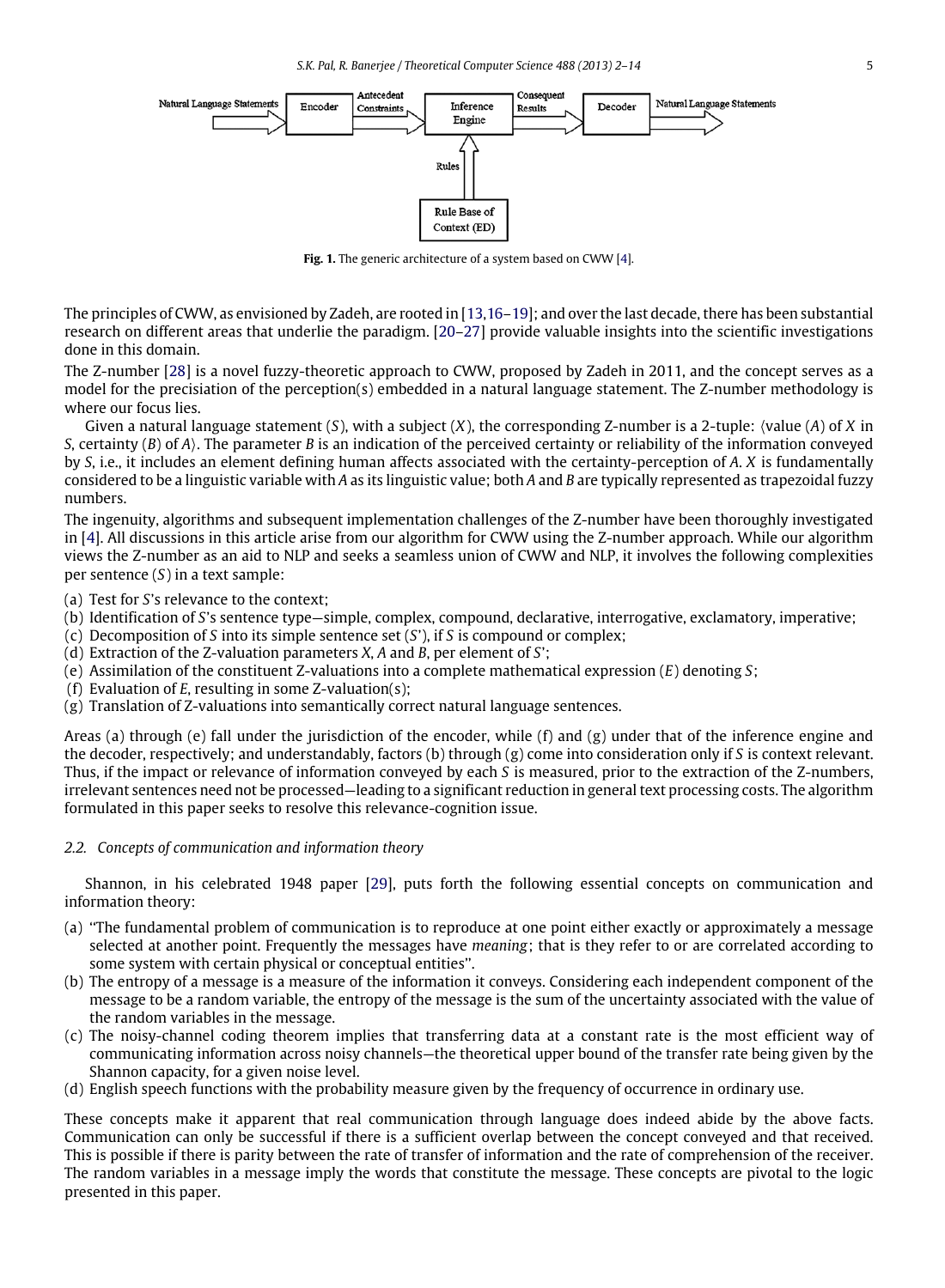Natural Language Statements

Encoder

Antecedent Constraints

Inference Engine

Consequent Results

Decoder

Natural Language Statements

Rules

Rule Base of Context (ED)

**Fig. 1.** The generic architecture of a system based on CWW [4].

The principles of CWW, as envisioned by Zadeh, are rooted in [13,16–19]; and over the last decade, there has been substantial research on different areas that underlie the paradigm. [20–27] provide valuable insights into the scientific investigations done in this domain.

The Z-number [28] is a novel fuzzy-theoretic approach to CWW, proposed by Zadeh in 2011, and the concept serves as a model for the precisiation of the perception(s) embedded in a natural language statement. The Z-number methodology is where our focus lies.

Given a natural language statement ($S$), with a subject ($X$), the corresponding Z-number is a 2-tuple: $\langle$value ($A$) of $X$ in $S$, certainty ($B$) of $A\rangle$. The parameter $B$ is an indication of the perceived certainty or reliability of the information conveyed by $S$, i.e., it includes an element defining human affects associated with the certainty-perception of $A$. $X$ is fundamentally considered to be a linguistic variable with $A$ as its linguistic value; both $A$ and $B$ are typically represented as trapezoidal fuzzy numbers.

The ingenuity, algorithms and subsequent implementation challenges of the Z-number have been thoroughly investigated in [4]. All discussions in this article arise from our algorithm for CWW using the Z-number approach. While our algorithm views the Z-number as an aid to NLP and seeks a seamless union of CWW and NLP, it involves the following complexities per sentence ($S$) in a text sample:

(a) Test for $S$'s relevance to the context;
(b) Identification of $S$'s sentence type—simple, complex, compound, declarative, interrogative, exclamatory, imperative;
(c) Decomposition of $S$ into its simple sentence set ($S$'), if $S$ is compound or complex;
(d) Extraction of the Z-valuation parameters $X$, $A$ and $B$, per element of $S$';
(e) Assimilation of the constituent Z-valuations into a complete mathematical expression ($E$) denoting $S$;
(f) Evaluation of $E$, resulting in some Z-valuation(s);
(g) Translation of Z-valuations into semantically correct natural language sentences.

Areas (a) through (e) fall under the jurisdiction of the encoder, while (f) and (g) under that of the inference engine and the decoder, respectively; and understandably, factors (b) through (g) come into consideration only if $S$ is context relevant. Thus, if the impact or relevance of information conveyed by each $S$ is measured, prior to the extraction of the Z-numbers, irrelevant sentences need not be processed—leading to a significant reduction in general text processing costs. The algorithm formulated in this paper seeks to resolve this relevance-cognition issue.

### 2.2. *Concepts of communication and information theory*

Shannon, in his celebrated 1948 paper [29], puts forth the following essential concepts on communication and information theory:

(a) ''The fundamental problem of communication is to reproduce at one point either exactly or approximately a message selected at another point. Frequently the messages have *meaning*; that is they refer to or are correlated according to some system with certain physical or conceptual entities''.
(b) The entropy of a message is a measure of the information it conveys. Considering each independent component of the message to be a random variable, the entropy of the message is the sum of the uncertainty associated with the value of the random variables in the message.
(c) The noisy-channel coding theorem implies that transferring data at a constant rate is the most efficient way of communicating information across noisy channels—the theoretical upper bound of the transfer rate being given by the Shannon capacity, for a given noise level.
(d) English speech functions with the probability measure given by the frequency of occurrence in ordinary use.

These concepts make it apparent that real communication through language does indeed abide by the above facts. Communication can only be successful if there is a sufficient overlap between the concept conveyed and that received. This is possible if there is parity between the rate of transfer of information and the rate of comprehension of the receiver. The random variables in a message imply the words that constitute the message. These concepts are pivotal to the logic presented in this paper.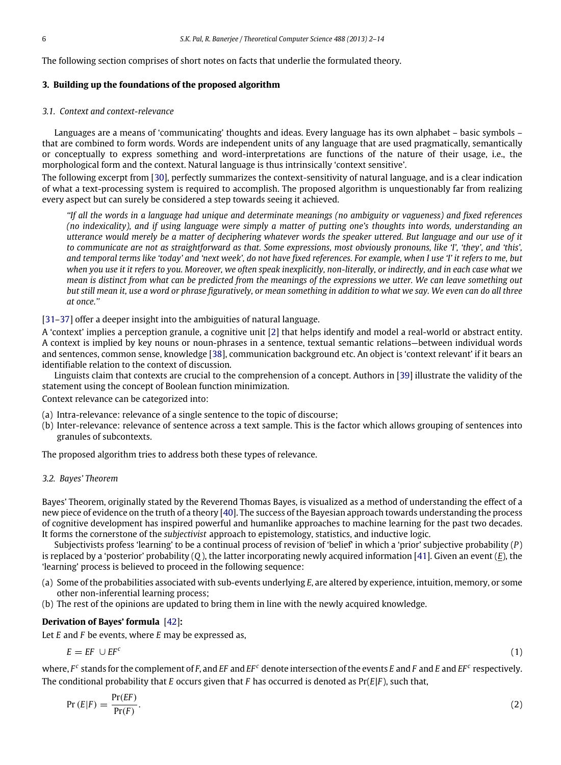The following section comprises of short notes on facts that underlie the formulated theory.

## 3. Building up the foundations of the proposed algorithm

### 3.1. Context and context-relevance

Languages are a means of 'communicating' thoughts and ideas. Every language has its own alphabet – basic symbols – that are combined to form words. Words are independent units of any language that are used pragmatically, semantically or conceptually to express something and word-interpretations are functions of the nature of their usage, i.e., the morphological form and the context. Natural language is thus intrinsically 'context sensitive'.

The following excerpt from [30], perfectly summarizes the context-sensitivity of natural language, and is a clear indication of what a text-processing system is required to accomplish. The proposed algorithm is unquestionably far from realizing every aspect but can surely be considered a step towards seeing it achieved.

> *"If all the words in a language had unique and determinate meanings (no ambiguity or vagueness) and fixed references (no indexicality), and if using language were simply a matter of putting one's thoughts into words, understanding an utterance would merely be a matter of deciphering whatever words the speaker uttered. But language and our use of it to communicate are not as straightforward as that. Some expressions, most obviously pronouns, like 'I', 'they', and 'this', and temporal terms like 'today' and 'next week', do not have fixed references. For example, when I use 'I' it refers to me, but when you use it it refers to you. Moreover, we often speak inexplicitly, non-literally, or indirectly, and in each case what we mean is distinct from what can be predicted from the meanings of the expressions we utter. We can leave something out but still mean it, use a word or phrase figuratively, or mean something in addition to what we say. We even can do all three at once."*

[31–37] offer a deeper insight into the ambiguities of natural language.

A 'context' implies a perception granule, a cognitive unit [2] that helps identify and model a real-world or abstract entity. A context is implied by key nouns or noun-phrases in a sentence, textual semantic relations—between individual words and sentences, common sense, knowledge [38], communication background etc. An object is 'context relevant' if it bears an identifiable relation to the context of discussion.

Linguists claim that contexts are crucial to the comprehension of a concept. Authors in [39] illustrate the validity of the statement using the concept of Boolean function minimization.

Context relevance can be categorized into:

(a) Intra-relevance: relevance of a single sentence to the topic of discourse;
(b) Inter-relevance: relevance of sentence across a text sample. This is the factor which allows grouping of sentences into granules of subcontexts.

The proposed algorithm tries to address both these types of relevance.

### 3.2. Bayes' Theorem

Bayes' Theorem, originally stated by the Reverend Thomas Bayes, is visualized as a method of understanding the effect of a new piece of evidence on the truth of a theory [40]. The success of the Bayesian approach towards understanding the process of cognitive development has inspired powerful and humanlike approaches to machine learning for the past two decades. It forms the cornerstone of the *subjectivist* approach to epistemology, statistics, and inductive logic.

Subjectivists profess 'learning' to be a continual process of revision of 'belief' in which a 'prior' subjective probability ($P$) is replaced by a 'posterior' probability ($Q$), the latter incorporating newly acquired information [41]. Given an event ($\underline{E}$), the 'learning' process is believed to proceed in the following sequence:

(a) Some of the probabilities associated with sub-events underlying $E$, are altered by experience, intuition, memory, or some other non-inferential learning process;
(b) The rest of the opinions are updated to bring them in line with the newly acquired knowledge.

**Derivation of Bayes' formula [42]:**

Let $E$ and $F$ be events, where $E$ may be expressed as,

$$E = EF \cup EF^c \tag{1}$$

where, $F^c$ stands for the complement of $F$, and $EF$ and $EF^c$ denote intersection of the events $E$ and $F$ and $E$ and $EF^c$ respectively.

The conditional probability that $E$ occurs given that $F$ has occurred is denoted as $\Pr(E|F)$, such that,

$$\Pr(E|F) = \frac{\Pr(EF)}{\Pr(F)}. \tag{2}$$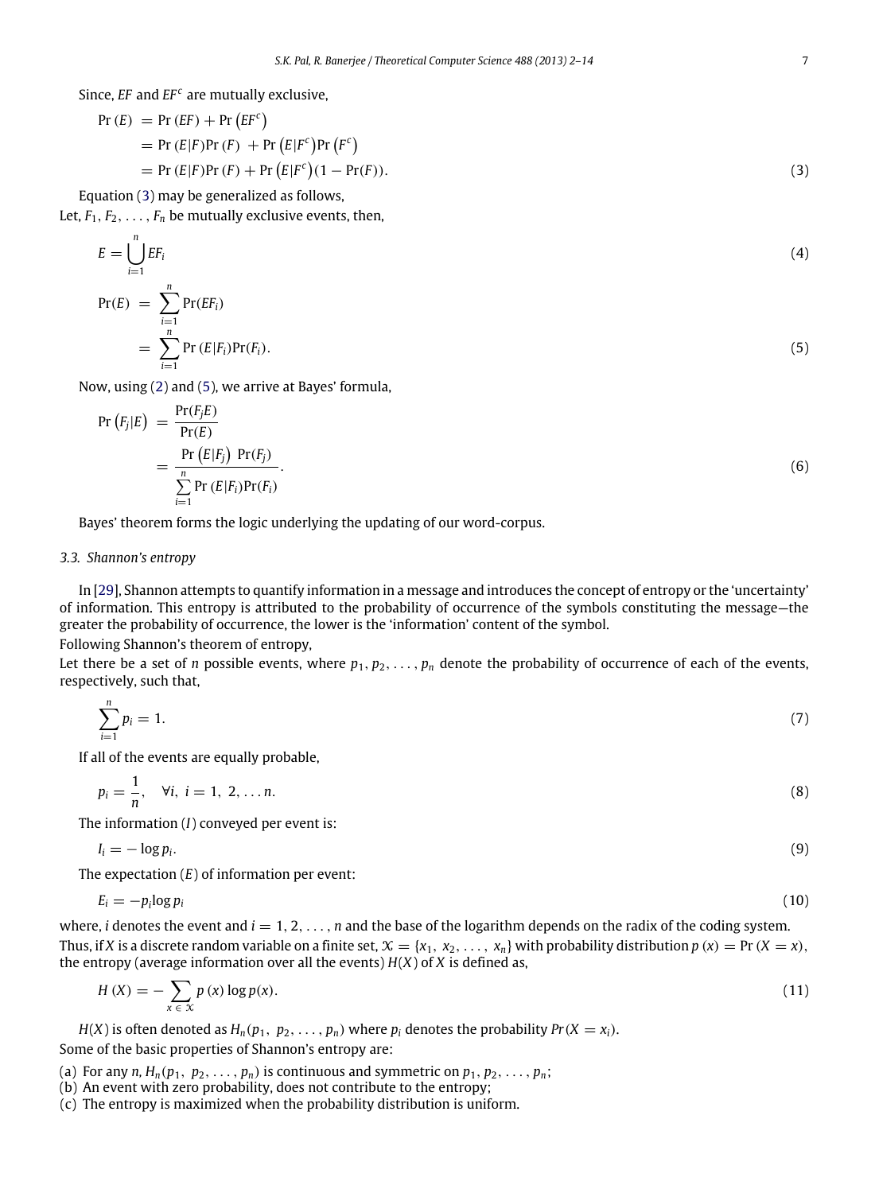Since, $EF$ and $EF^c$ are mutually exclusive,

$$\begin{aligned}
\Pr(E) &= \Pr(EF) + \Pr\left(EF^c\right) \\
&= \Pr(E|F)\Pr(F) + \Pr\left(E|F^c\right)\Pr\left(F^c\right) \\
&= \Pr(E|F)\Pr(F) + \Pr\left(E|F^c\right)(1 - \Pr(F)).
\end{aligned} \tag{3}$$

Equation (3) may be generalized as follows,

Let, $F_1, F_2, \ldots, F_n$ be mutually exclusive events, then,

$$E = \bigcup_{i=1}^{n} EF_i \tag{4}$$

$$\begin{aligned}
\Pr(E) &= \sum_{i=1}^{n} \Pr(EF_i) \\
&= \sum_{i=1}^{n} \Pr(E|F_i)\Pr(F_i).
\end{aligned} \tag{5}$$

Now, using (2) and (5), we arrive at Bayes' formula,

$$\begin{aligned}
\Pr\left(F_j|E\right) &= \frac{\Pr(F_jE)}{\Pr(E)} \\
&= \frac{\Pr\left(E|F_j\right)\ \Pr(F_j)}{\sum_{i=1}^{n} \Pr(E|F_i)\Pr(F_i)}.
\end{aligned} \tag{6}$$

Bayes' theorem forms the logic underlying the updating of our word-corpus.

### 3.3. Shannon's entropy

In [29], Shannon attempts to quantify information in a message and introduces the concept of entropy or the 'uncertainty' of information. This entropy is attributed to the probability of occurrence of the symbols constituting the message—the greater the probability of occurrence, the lower is the 'information' content of the symbol.

Following Shannon's theorem of entropy,

Let there be a set of $n$ possible events, where $p_1, p_2, \ldots, p_n$ denote the probability of occurrence of each of the events, respectively, such that,

$$\sum_{i=1}^{n} p_i = 1. \tag{7}$$

If all of the events are equally probable,

$$p_i = \frac{1}{n}, \quad \forall i,\ i = 1,\ 2, \ldots n. \tag{8}$$

The information ($I$) conveyed per event is:

$$I_i = -\log p_i. \tag{9}$$

The expectation ($E$) of information per event:

$$E_i = -p_i \log p_i \tag{10}$$

where, $i$ denotes the event and $i = 1, 2, \ldots, n$ and the base of the logarithm depends on the radix of the coding system.

Thus, if $X$ is a discrete random variable on a finite set, $\mathcal{X} = \{x_1,\ x_2, \ldots,\ x_n\}$ with probability distribution $p(x) = \Pr(X = x)$, the entropy (average information over all the events) $H(X)$ of $X$ is defined as,

$$H(X) = -\sum_{x \in \mathcal{X}} p(x) \log p(x). \tag{11}$$

$H(X)$ is often denoted as $H_n(p_1,\ p_2, \ldots, p_n)$ where $p_i$ denotes the probability $Pr(X = x_i)$.

Some of the basic properties of Shannon's entropy are:

(a) For any $n$, $H_n(p_1,\ p_2, \ldots, p_n)$ is continuous and symmetric on $p_1, p_2, \ldots, p_n$;
(b) An event with zero probability, does not contribute to the entropy;
(c) The entropy is maximized when the probability distribution is uniform.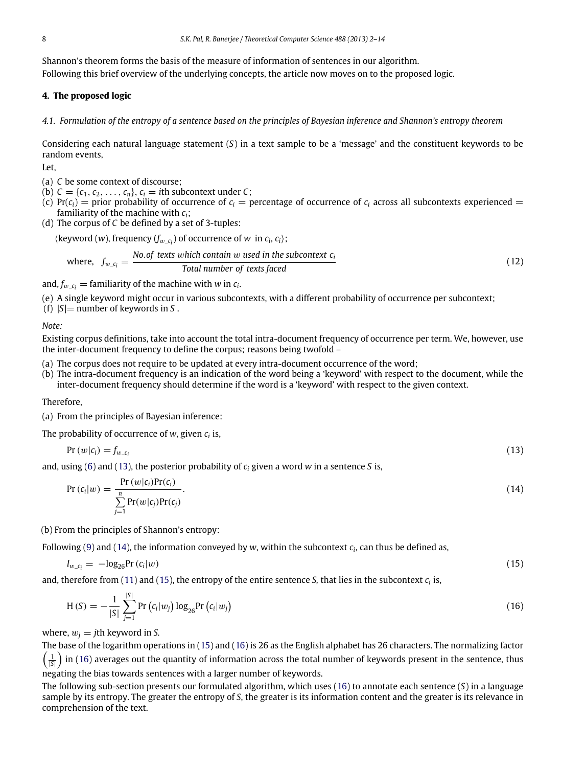Shannon's theorem forms the basis of the measure of information of sentences in our algorithm.

Following this brief overview of the underlying concepts, the article now moves on to the proposed logic.

## 4. The proposed logic

### *4.1. Formulation of the entropy of a sentence based on the principles of Bayesian inference and Shannon's entropy theorem*

Considering each natural language statement ($S$) in a text sample to be a 'message' and the constituent keywords to be random events,

Let,

(a) $C$ be some context of discourse;
(b) $C = \{c_1, c_2, \ldots, c_n\}$, $c_i = i$th subcontext under $C$;
(c) $\Pr(c_i)$ = prior probability of occurrence of $c_i$ = percentage of occurrence of $c_i$ across all subcontexts experienced = familiarity of the machine with $c_i$;
(d) The corpus of $C$ be defined by a set of 3-tuples:

$\langle$keyword ($w$), frequency ($f_{w\_c_i}$) of occurrence of $w$ in $c_i$, $c_i\rangle$;

$$\text{where,} \quad f_{w\_c_i} = \frac{\textit{No.of texts which contain } w \textit{ used in the subcontext } c_i}{\textit{Total number of texts faced}} \tag{12}$$

and, $f_{w\_c_i}$ = familiarity of the machine with $w$ in $c_i$.

(e) A single keyword might occur in various subcontexts, with a different probability of occurrence per subcontext;
(f) $|S|$= number of keywords in $S$ .

*Note:*

Existing corpus definitions, take into account the total intra-document frequency of occurrence per term. We, however, use the inter-document frequency to define the corpus; reasons being twofold –

(a) The corpus does not require to be updated at every intra-document occurrence of the word;
(b) The intra-document frequency is an indication of the word being a 'keyword' with respect to the document, while the inter-document frequency should determine if the word is a 'keyword' with respect to the given context.

Therefore,

(a) From the principles of Bayesian inference:

The probability of occurrence of $w$, given $c_i$ is,

$$\Pr(w|c_i) = f_{w\_c_i} \tag{13}$$

and, using (6) and (13), the posterior probability of $c_i$ given a word $w$ in a sentence $S$ is,

$$\Pr(c_i|w) = \frac{\Pr(w|c_i)\Pr(c_i)}{\sum_{j=1}^{n} \Pr(w|c_j)\Pr(c_j)}. \tag{14}$$

(b) From the principles of Shannon's entropy:

Following (9) and (14), the information conveyed by $w$, within the subcontext $c_i$, can thus be defined as,

$$I_{w\_c_i} = -\log_{26} \Pr(c_i|w) \tag{15}$$

and, therefore from (11) and (15), the entropy of the entire sentence $S$, that lies in the subcontext $c_i$ is,

$$\mathrm{H}(S) = -\frac{1}{|S|} \sum_{j=1}^{|S|} \Pr\left(c_i|w_j\right) \log_{26} \Pr\left(c_i|w_j\right) \tag{16}$$

where, $w_j = j$th keyword in $S$.

The base of the logarithm operations in (15) and (16) is 26 as the English alphabet has 26 characters. The normalizing factor $\left(\frac{1}{|S|}\right)$ in (16) averages out the quantity of information across the total number of keywords present in the sentence, thus negating the bias towards sentences with a larger number of keywords.

The following sub-section presents our formulated algorithm, which uses (16) to annotate each sentence ($S$) in a language sample by its entropy. The greater the entropy of $S$, the greater is its information content and the greater is its relevance in comprehension of the text.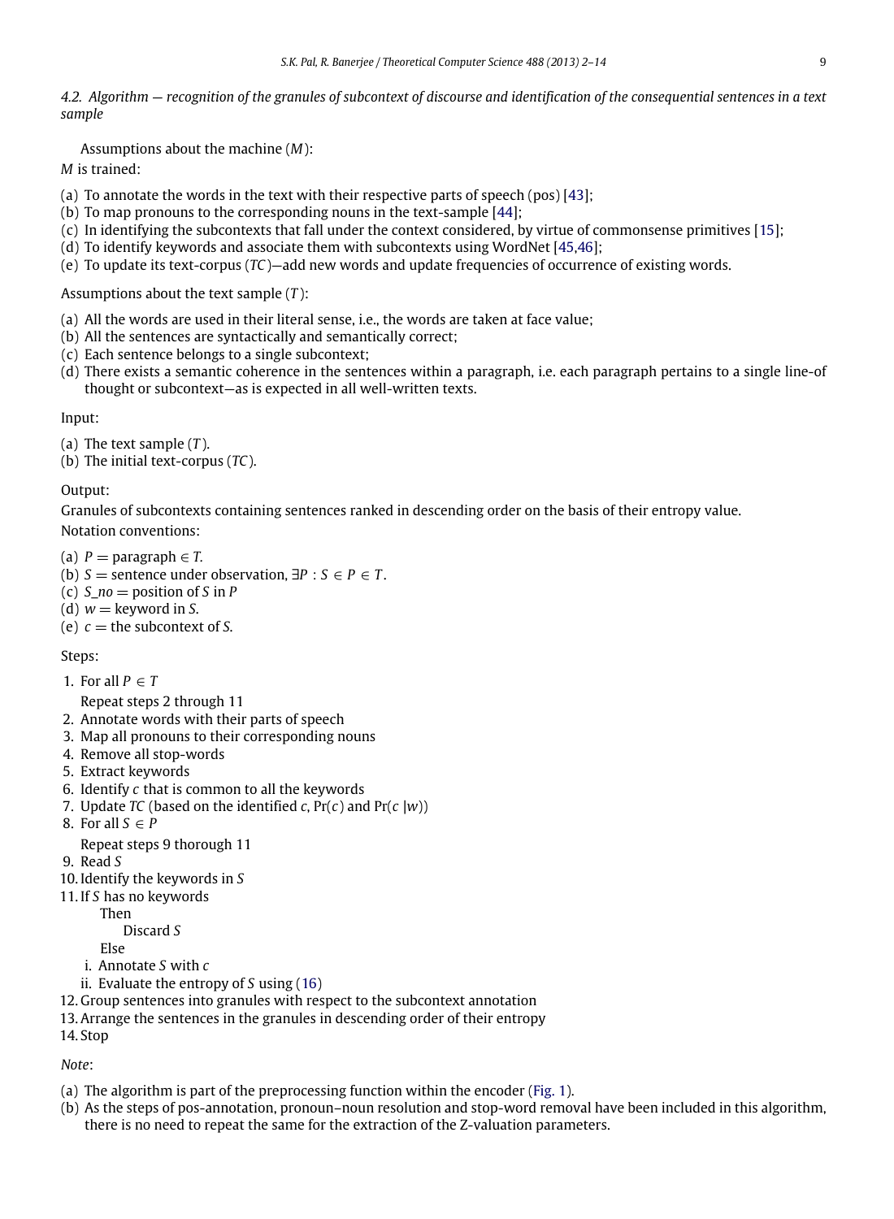### 4.2. Algorithm — recognition of the granules of subcontext of discourse and identification of the consequential sentences in a text sample

Assumptions about the machine ($M$):

$M$ is trained:

(a) To annotate the words in the text with their respective parts of speech (pos) [43];
(b) To map pronouns to the corresponding nouns in the text-sample [44];
(c) In identifying the subcontexts that fall under the context considered, by virtue of commonsense primitives [15];
(d) To identify keywords and associate them with subcontexts using WordNet [45,46];
(e) To update its text-corpus ($TC$)—add new words and update frequencies of occurrence of existing words.

Assumptions about the text sample ($T$):

(a) All the words are used in their literal sense, i.e., the words are taken at face value;
(b) All the sentences are syntactically and semantically correct;
(c) Each sentence belongs to a single subcontext;
(d) There exists a semantic coherence in the sentences within a paragraph, i.e. each paragraph pertains to a single line-of thought or subcontext—as is expected in all well-written texts.

Input:

(a) The text sample ($T$).
(b) The initial text-corpus ($TC$).

Output:

Granules of subcontexts containing sentences ranked in descending order on the basis of their entropy value.

Notation conventions:

(a) $P$ = paragraph $\in T$.
(b) $S$ = sentence under observation, $\exists P : S \in P \in T$.
(c) $S\_no$ = position of $S$ in $P$
(d) $w$ = keyword in $S$.
(e) $c$ = the subcontext of $S$.

Steps:

1. For all $P \in T$
   Repeat steps 2 through 11
2. Annotate words with their parts of speech
3. Map all pronouns to their corresponding nouns
4. Remove all stop-words
5. Extract keywords
6. Identify $c$ that is common to all the keywords
7. Update $TC$ (based on the identified $c$, $\Pr(c)$ and $\Pr(c\,|w)$)
8. For all $S \in P$
   Repeat steps 9 thorough 11
9. Read $S$
10. Identify the keywords in $S$
11. If $S$ has no keywords
    Then
        Discard $S$
    Else
    i. Annotate $S$ with $c$
    ii. Evaluate the entropy of $S$ using (16)
12. Group sentences into granules with respect to the subcontext annotation
13. Arrange the sentences in the granules in descending order of their entropy
14. Stop

*Note*:

(a) The algorithm is part of the preprocessing function within the encoder (Fig. 1).
(b) As the steps of pos-annotation, pronoun–noun resolution and stop-word removal have been included in this algorithm, there is no need to repeat the same for the extraction of the Z-valuation parameters.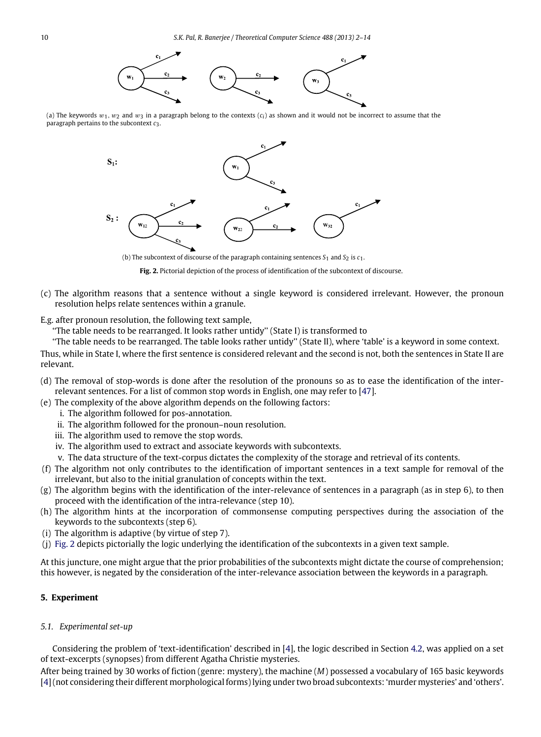(a) The keywords $w_1$, $w_2$ and $w_3$ in a paragraph belong to the contexts ($c_i$) as shown and it would not be incorrect to assume that the paragraph pertains to the subcontext $c_3$.

(b) The subcontext of discourse of the paragraph containing sentences $S_1$ and $S_2$ is $c_1$.

**Fig. 2.** Pictorial depiction of the process of identification of the subcontext of discourse.

(c) The algorithm reasons that a sentence without a single keyword is considered irrelevant. However, the pronoun resolution helps relate sentences within a granule.

E.g. after pronoun resolution, the following text sample,

''The table needs to be rearranged. It looks rather untidy'' (State I) is transformed to

''The table needs to be rearranged. The table looks rather untidy'' (State II), where 'table' is a keyword in some context.

Thus, while in State I, where the first sentence is considered relevant and the second is not, both the sentences in State II are relevant.

(d) The removal of stop-words is done after the resolution of the pronouns so as to ease the identification of the inter-relevant sentences. For a list of common stop words in English, one may refer to [47].

(e) The complexity of the above algorithm depends on the following factors:
   i. The algorithm followed for pos-annotation.
   ii. The algorithm followed for the pronoun–noun resolution.
   iii. The algorithm used to remove the stop words.
   iv. The algorithm used to extract and associate keywords with subcontexts.
   v. The data structure of the text-corpus dictates the complexity of the storage and retrieval of its contents.

(f) The algorithm not only contributes to the identification of important sentences in a text sample for removal of the irrelevant, but also to the initial granulation of concepts within the text.

(g) The algorithm begins with the identification of the inter-relevance of sentences in a paragraph (as in step 6), to then proceed with the identification of the intra-relevance (step 10).

(h) The algorithm hints at the incorporation of commonsense computing perspectives during the association of the keywords to the subcontexts (step 6).

(i) The algorithm is adaptive (by virtue of step 7).

(j) Fig. 2 depicts pictorially the logic underlying the identification of the subcontexts in a given text sample.

At this juncture, one might argue that the prior probabilities of the subcontexts might dictate the course of comprehension; this however, is negated by the consideration of the inter-relevance association between the keywords in a paragraph.

## 5. Experiment

### *5.1. Experimental set-up*

Considering the problem of 'text-identification' described in [4], the logic described in Section 4.2, was applied on a set of text-excerpts (synopses) from different Agatha Christie mysteries.

After being trained by 30 works of fiction (genre: mystery), the machine ($M$) possessed a vocabulary of 165 basic keywords [4] (not considering their different morphological forms) lying under two broad subcontexts: 'murder mysteries' and 'others'.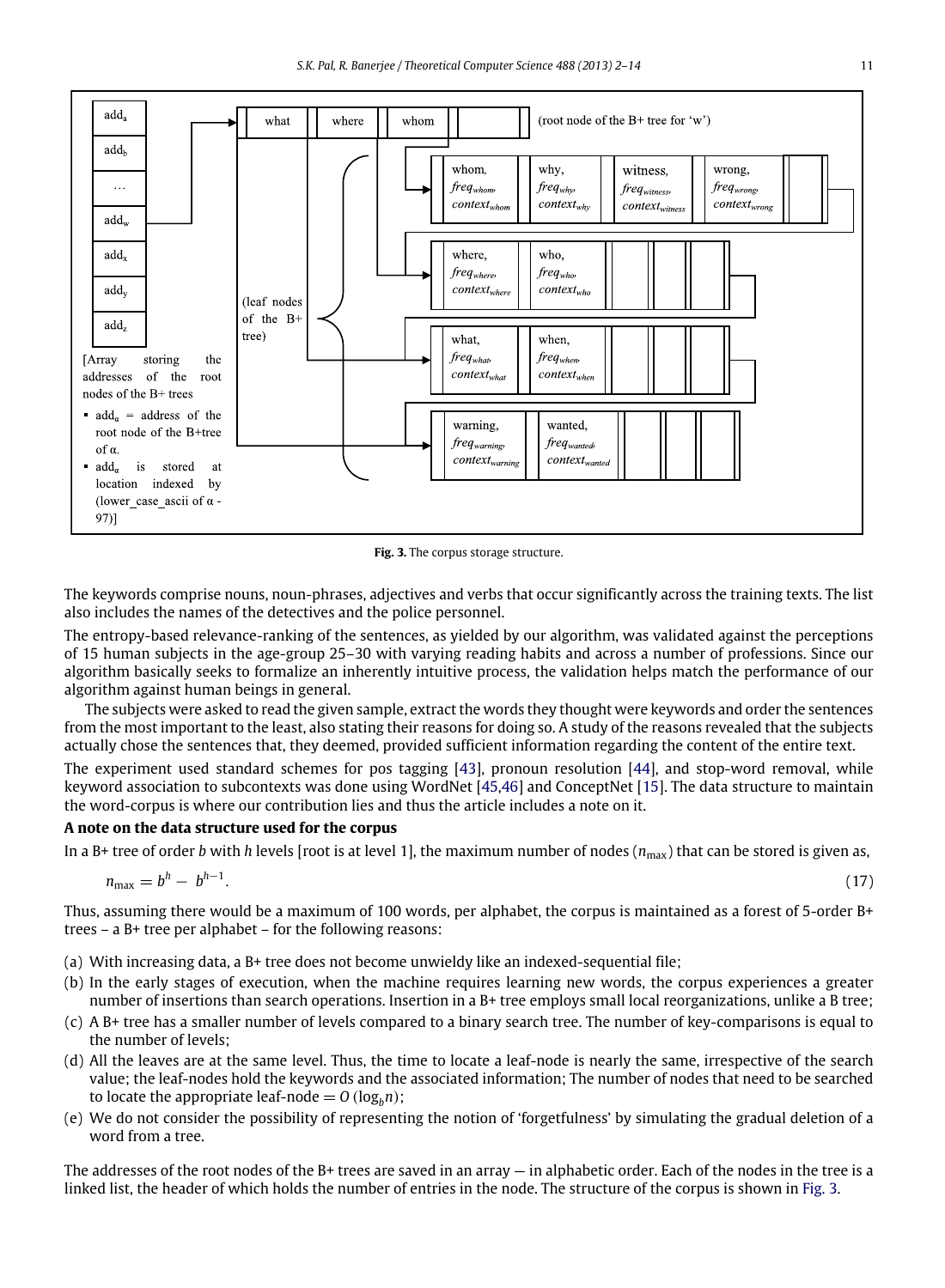Fig. 3. The corpus storage structure.

The keywords comprise nouns, noun-phrases, adjectives and verbs that occur significantly across the training texts. The list also includes the names of the detectives and the police personnel.

The entropy-based relevance-ranking of the sentences, as yielded by our algorithm, was validated against the perceptions of 15 human subjects in the age-group 25–30 with varying reading habits and across a number of professions. Since our algorithm basically seeks to formalize an inherently intuitive process, the validation helps match the performance of our algorithm against human beings in general.

The subjects were asked to read the given sample, extract the words they thought were keywords and order the sentences from the most important to the least, also stating their reasons for doing so. A study of the reasons revealed that the subjects actually chose the sentences that, they deemed, provided sufficient information regarding the content of the entire text.

The experiment used standard schemes for pos tagging [43], pronoun resolution [44], and stop-word removal, while keyword association to subcontexts was done using WordNet [45,46] and ConceptNet [15]. The data structure to maintain the word-corpus is where our contribution lies and thus the article includes a note on it.

**A note on the data structure used for the corpus**

In a B+ tree of order $b$ with $h$ levels [root is at level 1], the maximum number of nodes ($n_{\max}$) that can be stored is given as,

$$n_{\max} = b^h - b^{h-1}. \tag{17}$$

Thus, assuming there would be a maximum of 100 words, per alphabet, the corpus is maintained as a forest of 5-order B+ trees – a B+ tree per alphabet – for the following reasons:

(a) With increasing data, a B+ tree does not become unwieldy like an indexed-sequential file;
(b) In the early stages of execution, when the machine requires learning new words, the corpus experiences a greater number of insertions than search operations. Insertion in a B+ tree employs small local reorganizations, unlike a B tree;
(c) A B+ tree has a smaller number of levels compared to a binary search tree. The number of key-comparisons is equal to the number of levels;
(d) All the leaves are at the same level. Thus, the time to locate a leaf-node is nearly the same, irrespective of the search value; the leaf-nodes hold the keywords and the associated information; The number of nodes that need to be searched to locate the appropriate leaf-node $= O(\log_b n)$;
(e) We do not consider the possibility of representing the notion of 'forgetfulness' by simulating the gradual deletion of a word from a tree.

The addresses of the root nodes of the B+ trees are saved in an array — in alphabetic order. Each of the nodes in the tree is a linked list, the header of which holds the number of entries in the node. The structure of the corpus is shown in Fig. 3.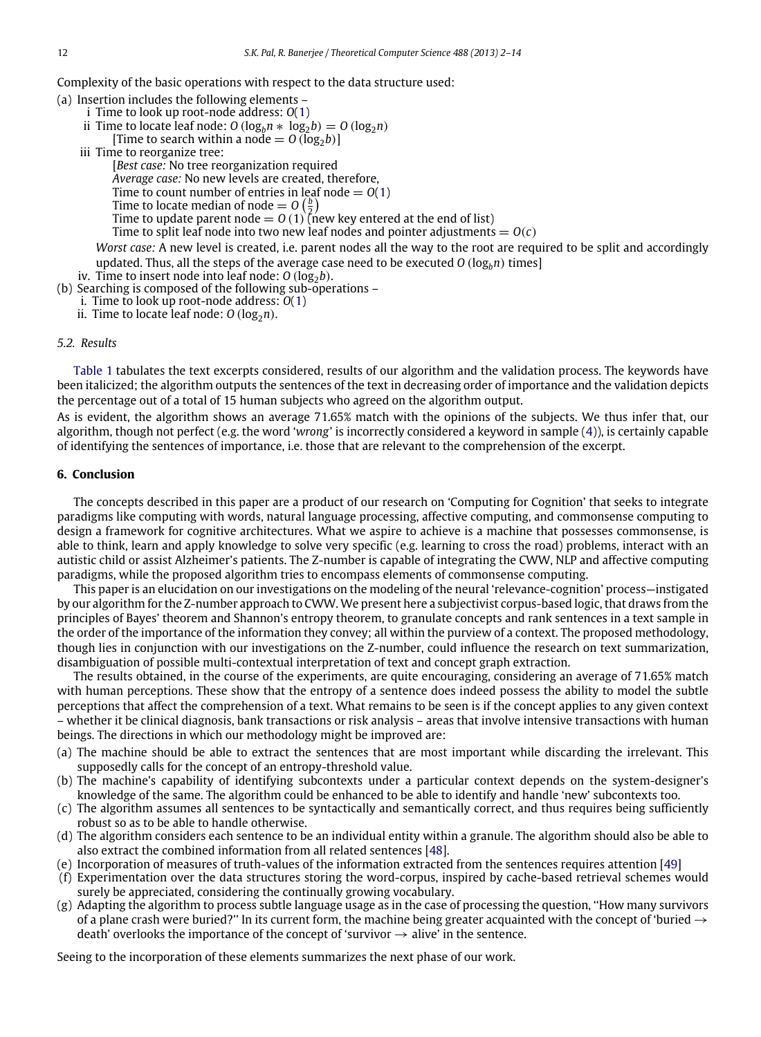Complexity of the basic operations with respect to the data structure used:

(a) Insertion includes the following elements –
  i Time to look up root-node address: $O(1)$
  ii Time to locate leaf node: $O(\log_b n * \log_2 b) = O(\log_2 n)$
    [Time to search within a node $= O(\log_2 b)$]
  iii Time to reorganize tree:
    [*Best case:* No tree reorganization required
    *Average case:* No new levels are created, therefore,
    Time to count number of entries in leaf node $= O(1)$
    Time to locate median of node $= O\left(\frac{b}{2}\right)$
    Time to update parent node $= O(1)$ (new key entered at the end of list)
    Time to split leaf node into two new leaf nodes and pointer adjustments $= O(c)$
    *Worst case:* A new level is created, i.e. parent nodes all the way to the root are required to be split and accordingly updated. Thus, all the steps of the average case need to be executed $O(\log_b n)$ times]
  iv. Time to insert node into leaf node: $O(\log_2 b)$.

(b) Searching is composed of the following sub-operations –
  i. Time to look up root-node address: $O(1)$
  ii. Time to locate leaf node: $O(\log_2 n)$.

### 5.2. Results

Table 1 tabulates the text excerpts considered, results of our algorithm and the validation process. The keywords have been italicized; the algorithm outputs the sentences of the text in decreasing order of importance and the validation depicts the percentage out of a total of 15 human subjects who agreed on the algorithm output.

As is evident, the algorithm shows an average 71.65% match with the opinions of the subjects. We thus infer that, our algorithm, though not perfect (e.g. the word '*wrong*' is incorrectly considered a keyword in sample (4)), is certainly capable of identifying the sentences of importance, i.e. those that are relevant to the comprehension of the excerpt.

## 6. Conclusion

The concepts described in this paper are a product of our research on 'Computing for Cognition' that seeks to integrate paradigms like computing with words, natural language processing, affective computing, and commonsense computing to design a framework for cognitive architectures. What we aspire to achieve is a machine that possesses commonsense, is able to think, learn and apply knowledge to solve very specific (e.g. learning to cross the road) problems, interact with an autistic child or assist Alzheimer's patients. The Z-number is capable of integrating the CWW, NLP and affective computing paradigms, while the proposed algorithm tries to encompass elements of commonsense computing.

This paper is an elucidation on our investigations on the modeling of the neural 'relevance-cognition' process—instigated by our algorithm for the Z-number approach to CWW. We present here a subjectivist corpus-based logic, that draws from the principles of Bayes' theorem and Shannon's entropy theorem, to granulate concepts and rank sentences in a text sample in the order of the importance of the information they convey; all within the purview of a context. The proposed methodology, though lies in conjunction with our investigations on the Z-number, could influence the research on text summarization, disambiguation of possible multi-contextual interpretation of text and concept graph extraction.

The results obtained, in the course of the experiments, are quite encouraging, considering an average of 71.65% match with human perceptions. These show that the entropy of a sentence does indeed possess the ability to model the subtle perceptions that affect the comprehension of a text. What remains to be seen is if the concept applies to any given context – whether it be clinical diagnosis, bank transactions or risk analysis – areas that involve intensive transactions with human beings. The directions in which our methodology might be improved are:

(a) The machine should be able to extract the sentences that are most important while discarding the irrelevant. This supposedly calls for the concept of an entropy-threshold value.
(b) The machine's capability of identifying subcontexts under a particular context depends on the system-designer's knowledge of the same. The algorithm could be enhanced to be able to identify and handle 'new' subcontexts too.
(c) The algorithm assumes all sentences to be syntactically and semantically correct, and thus requires being sufficiently robust so as to be able to handle otherwise.
(d) The algorithm considers each sentence to be an individual entity within a granule. The algorithm should also be able to also extract the combined information from all related sentences [48].
(e) Incorporation of measures of truth-values of the information extracted from the sentences requires attention [49]
(f) Experimentation over the data structures storing the word-corpus, inspired by cache-based retrieval schemes would surely be appreciated, considering the continually growing vocabulary.
(g) Adapting the algorithm to process subtle language usage as in the case of processing the question, "How many survivors of a plane crash were buried?" In its current form, the machine being greater acquainted with the concept of 'buried → death' overlooks the importance of the concept of 'survivor → alive' in the sentence.

Seeing to the incorporation of these elements summarizes the next phase of our work.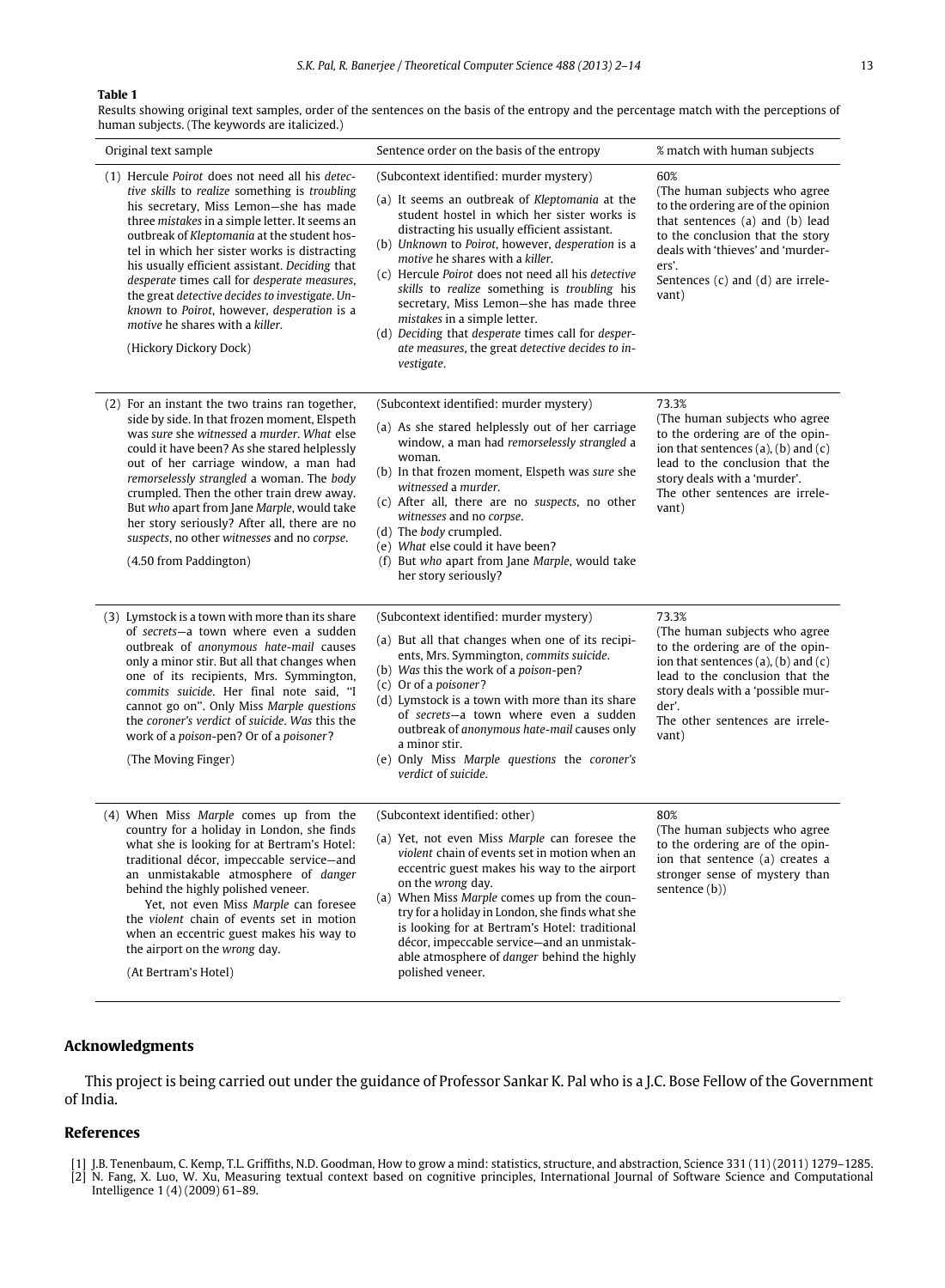**Table 1**
Results showing original text samples, order of the sentences on the basis of the entropy and the percentage match with the perceptions of human subjects. (The keywords are italicized.)

| Original text sample | Sentence order on the basis of the entropy | % match with human subjects |
|---|---|---|
| (1) Hercule *Poirot* does not need all his *detective skills* to *realize* something is *troubling* his secretary, Miss Lemon—she has made three *mistakes* in a simple letter. It seems an outbreak of *Kleptomania* at the student hostel in which her sister works is distracting his usually efficient assistant. *Deciding* that *desperate* times call for *desperate measures*, the great *detective decides to investigate*. *Unknown* to *Poirot*, however, *desperation* is a *motive* he shares with a *killer*. <br> (Hickory Dickory Dock) | (Subcontext identified: murder mystery) <br> (a) It seems an outbreak of *Kleptomania* at the student hostel in which his sister works is distracting his usually efficient assistant. <br> (b) *Unknown* to *Poirot*, however, *desperation* is a *motive* he shares with a *killer*. <br> (c) Hercule *Poirot* does not need all his *detective skills* to *realize* something is *troubling* his secretary, Miss Lemon—she has made three *mistakes* in a simple letter. <br> (d) *Deciding* that *desperate* times call for *desperate measures*, the great *detective decides to investigate*. | 60% <br> (The human subjects who agree to the ordering are of the opinion that sentences (a) and (b) lead to the conclusion that the story deals with 'thieves' and 'murderers'. <br> Sentences (c) and (d) are irrelevant) |
| (2) For an instant the two trains ran together, side by side. In that frozen moment, Elspeth was *sure* she *witnessed* a *murder*. *What* else could it have been? As she stared helplessly out of her carriage window, a man had *remorselessly strangled* a woman. The *body* crumpled. Then the other train drew away. But *who* apart from Jane *Marple*, would take her story seriously? After all, there are no *suspects*, no other *witnesses* and no *corpse*. <br> (4.50 from Paddington) | (Subcontext identified: murder mystery) <br> (a) As she stared helplessly out of her carriage window, a man had *remorselessly strangled* a woman. <br> (b) In that frozen moment, Elspeth was *sure* she *witnessed* a *murder*. <br> (c) After all, there are no *suspects*, no other *witnesses* and no *corpse*. <br> (d) The *body* crumpled. <br> (e) *What* else could it have been? <br> (f) But *who* apart from Jane *Marple*, would take her story seriously? | 73.3% <br> (The human subjects who agree to the ordering are of the opinion that sentences (a), (b) and (c) lead to the conclusion that the story deals with a 'murder'. <br> The other sentences are irrelevant) |
| (3) Lymstock is a town with more than its share of *secrets*—a town where even a sudden outbreak of *anonymous hate-mail* causes only a minor stir. But all that changes when one of its recipients, Mrs. Symmington, *commits suicide*. Her final note said, "I cannot go on". Only Miss *Marple questions* the *coroner's verdict* of *suicide*. *Was* this the work of a *poison*-pen? Or of a *poisoner*? <br> (The Moving Finger) | (Subcontext identified: murder mystery) <br> (a) But all that changes when one of its recipients, Mrs. Symmington, *commits suicide*. <br> (b) *Was* this the work of a *poison*-pen? <br> (c) Or of a *poisoner*? <br> (d) Lymstock is a town with more than its share of *secrets*—a town where even a sudden outbreak of *anonymous hate-mail* causes only a minor stir. <br> (e) Only Miss *Marple questions* the *coroner's verdict* of *suicide*. | 73.3% <br> (The human subjects who agree to the ordering are of the opinion that sentences (a), (b) and (c) lead to the conclusion that the story deals with a 'possible murder'. <br> The other sentences are irrelevant) |
| (4) When Miss *Marple* comes up from the country for a holiday in London, she finds what she is looking for at Bertram's Hotel: traditional décor, impeccable service—and an unmistakable atmosphere of *danger* behind the highly polished veneer. <br> Yet, not even Miss *Marple* can foresee the *violent* chain of events set in motion when an eccentric guest makes his way to the airport on the *wrong* day. <br> (At Bertram's Hotel) | (Subcontext identified: other) <br> (a) Yet, not even Miss *Marple* can foresee the *violent* chain of events set in motion when an eccentric guest makes his way to the airport on the *wrong* day. <br> (a) When Miss *Marple* comes up from the country for a holiday in London, she finds what she is looking for at Bertram's Hotel: traditional décor, impeccable service—and an unmistakable atmosphere of *danger* behind the highly polished veneer. | 80% <br> (The human subjects who agree to the ordering are of the opinion that sentence (a) creates a stronger sense of mystery than sentence (b)) |

## Acknowledgments

This project is being carried out under the guidance of Professor Sankar K. Pal who is a J.C. Bose Fellow of the Government of India.

## References

[1] J.B. Tenenbaum, C. Kemp, T.L. Griffiths, N.D. Goodman, How to grow a mind: statistics, structure, and abstraction, Science 331 (11) (2011) 1279–1285.

[2] N. Fang, X. Luo, W. Xu, Measuring textual context based on cognitive principles, International Journal of Software Science and Computational Intelligence 1 (4) (2009) 61–89.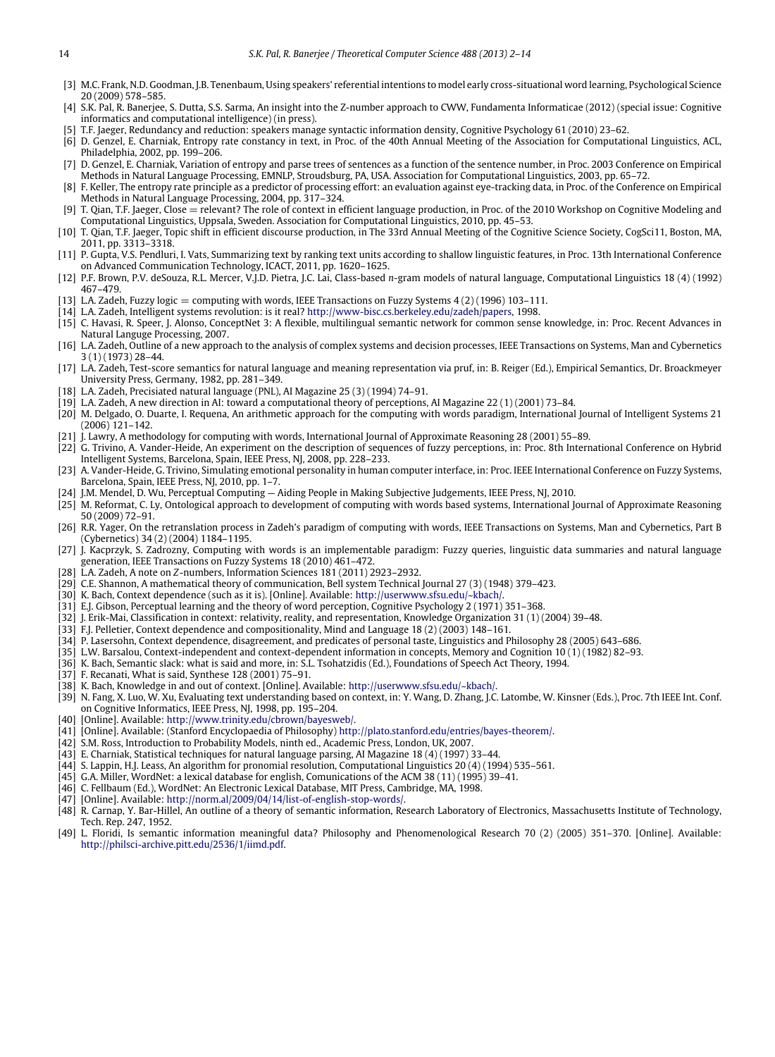[3] M.C. Frank, N.D. Goodman, J.B. Tenenbaum, Using speakers' referential intentions to model early cross-situational word learning, Psychological Science 20 (2009) 578–585.
[4] S.K. Pal, R. Banerjee, S. Dutta, S.S. Sarma, An insight into the Z-number approach to CWW, Fundamenta Informaticae (2012) (special issue: Cognitive informatics and computational intelligence) (in press).
[5] T.F. Jaeger, Redundancy and reduction: speakers manage syntactic information density, Cognitive Psychology 61 (2010) 23–62.
[6] D. Genzel, E. Charniak, Entropy rate constancy in text, in Proc. of the 40th Annual Meeting of the Association for Computational Linguistics, ACL, Philadelphia, 2002, pp. 199–206.
[7] D. Genzel, E. Charniak, Variation of entropy and parse trees of sentences as a function of the sentence number, in Proc. 2003 Conference on Empirical Methods in Natural Language Processing, EMNLP, Stroudsburg, PA, USA. Association for Computational Linguistics, 2003, pp. 65–72.
[8] F. Keller, The entropy rate principle as a predictor of processing effort: an evaluation against eye-tracking data, in Proc. of the Conference on Empirical Methods in Natural Language Processing, 2004, pp. 317–324.
[9] T. Qian, T.F. Jaeger, Close = relevant? The role of context in efficient language production, in Proc. of the 2010 Workshop on Cognitive Modeling and Computational Linguistics, Uppsala, Sweden. Association for Computational Linguistics, 2010, pp. 45–53.
[10] T. Qian, T.F. Jaeger, Topic shift in efficient discourse production, in The 33rd Annual Meeting of the Cognitive Science Society, CogSci11, Boston, MA, 2011, pp. 3313–3318.
[11] P. Gupta, V.S. Pendluri, I. Vats, Summarizing text by ranking text units according to shallow linguistic features, in Proc. 13th International Conference on Advanced Communication Technology, ICACT, 2011, pp. 1620–1625.
[12] P.F. Brown, P.V. deSouza, R.L. Mercer, V.J.D. Pietra, J.C. Lai, Class-based $n$-gram models of natural language, Computational Linguistics 18 (4) (1992) 467–479.
[13] L.A. Zadeh, Fuzzy logic = computing with words, IEEE Transactions on Fuzzy Systems 4 (2) (1996) 103–111.
[14] L.A. Zadeh, Intelligent systems revolution: is it real? http://www-bisc.cs.berkeley.edu/zadeh/papers, 1998.
[15] C. Havasi, R. Speer, J. Alonso, ConceptNet 3: A flexible, multilingual semantic network for common sense knowledge, in: Proc. Recent Advances in Natural Languge Processing, 2007.
[16] L.A. Zadeh, Outline of a new approach to the analysis of complex systems and decision processes, IEEE Transactions on Systems, Man and Cybernetics 3 (1) (1973) 28–44.
[17] L.A. Zadeh, Test-score semantics for natural language and meaning representation via pruf, in: B. Reiger (Ed.), Empirical Semantics, Dr. Broackmeyer University Press, Germany, 1982, pp. 281–349.
[18] L.A. Zadeh, Precisiated natural language (PNL), AI Magazine 25 (3) (1994) 74–91.
[19] L.A. Zadeh, A new direction in AI: toward a computational theory of perceptions, AI Magazine 22 (1) (2001) 73–84.
[20] M. Delgado, O. Duarte, I. Requena, An arithmetic approach for the computing with words paradigm, International Journal of Intelligent Systems 21 (2006) 121–142.
[21] J. Lawry, A methodology for computing with words, International Journal of Approximate Reasoning 28 (2001) 55–89.
[22] G. Trivino, A. Vander-Heide, An experiment on the description of sequences of fuzzy perceptions, in: Proc. 8th International Conference on Hybrid Intelligent Systems, Barcelona, Spain, IEEE Press, NJ, 2008, pp. 228–233.
[23] A. Vander-Heide, G. Trivino, Simulating emotional personality in human computer interface, in: Proc. IEEE International Conference on Fuzzy Systems, Barcelona, Spain, IEEE Press, NJ, 2010, pp. 1–7.
[24] J.M. Mendel, D. Wu, Perceptual Computing — Aiding People in Making Subjective Judgements, IEEE Press, NJ, 2010.
[25] M. Reformat, C. Ly, Ontological approach to development of computing with words based systems, International Journal of Approximate Reasoning 50 (2009) 72–91.
[26] R.R. Yager, On the retranslation process in Zadeh's paradigm of computing with words, IEEE Transactions on Systems, Man and Cybernetics, Part B (Cybernetics) 34 (2) (2004) 1184–1195.
[27] J. Kacprzyk, S. Zadrozny, Computing with words is an implementable paradigm: Fuzzy queries, linguistic data summaries and natural language generation, IEEE Transactions on Fuzzy Systems 18 (2010) 461–472.
[28] L.A. Zadeh, A note on Z-numbers, Information Sciences 181 (2011) 2923–2932.
[29] C.E. Shannon, A mathematical theory of communication, Bell system Technical Journal 27 (3) (1948) 379–423.
[30] K. Bach, Context dependence (such as it is). [Online]. Available: http://userwww.sfsu.edu/~kbach/.
[31] E.J. Gibson, Perceptual learning and the theory of word perception, Cognitive Psychology 2 (1971) 351–368.
[32] J. Erik-Mai, Classification in context: relativity, reality, and representation, Knowledge Organization 31 (1) (2004) 39–48.
[33] F.J. Pelletier, Context dependence and compositionality, Mind and Language 18 (2) (2003) 148–161.
[34] P. Lasersohn, Context dependence, disagreement, and predicates of personal taste, Linguistics and Philosophy 28 (2005) 643–686.
[35] L.W. Barsalou, Context-independent and context-dependent information in concepts, Memory and Cognition 10 (1) (1982) 82–93.
[36] K. Bach, Semantic slack: what is said and more, in: S.L. Tsohatzidis (Ed.), Foundations of Speech Act Theory, 1994.
[37] F. Recanati, What is said, Synthese 128 (2001) 75–91.
[38] K. Bach, Knowledge in and out of context. [Online]. Available: http://userwww.sfsu.edu/~kbach/.
[39] N. Fang, X. Luo, W. Xu, Evaluating text understanding based on context, in: Y. Wang, D. Zhang, J.C. Latombe, W. Kinsner (Eds.), Proc. 7th IEEE Int. Conf. on Cognitive Informatics, IEEE Press, NJ, 1998, pp. 195–204.
[40] [Online]. Available: http://www.trinity.edu/cbrown/bayesweb/.
[41] [Online]. Available: (Stanford Encyclopaedia of Philosophy) http://plato.stanford.edu/entries/bayes-theorem/.
[42] S.M. Ross, Introduction to Probability Models, ninth ed., Academic Press, London, UK, 2007.
[43] E. Charniak, Statistical techniques for natural language parsing, AI Magazine 18 (4) (1997) 33–44.
[44] S. Lappin, H.J. Leass, An algorithm for pronomial resolution, Computational Linguistics 20 (4) (1994) 535–561.
[45] G.A. Miller, WordNet: a lexical database for english, Comunications of the ACM 38 (11) (1995) 39–41.
[46] C. Fellbaum (Ed.), WordNet: An Electronic Lexical Database, MIT Press, Cambridge, MA, 1998.
[47] [Online]. Available: http://norm.al/2009/04/14/list-of-english-stop-words/.
[48] R. Carnap, Y. Bar-Hillel, An outline of a theory of semantic information, Research Laboratory of Electronics, Massachusetts Institute of Technology, Tech. Rep. 247, 1952.
[49] L. Floridi, Is semantic information meaningful data? Philosophy and Phenomenological Research 70 (2) (2005) 351–370. [Online]. Available: http://philsci-archive.pitt.edu/2536/1/iimd.pdf.